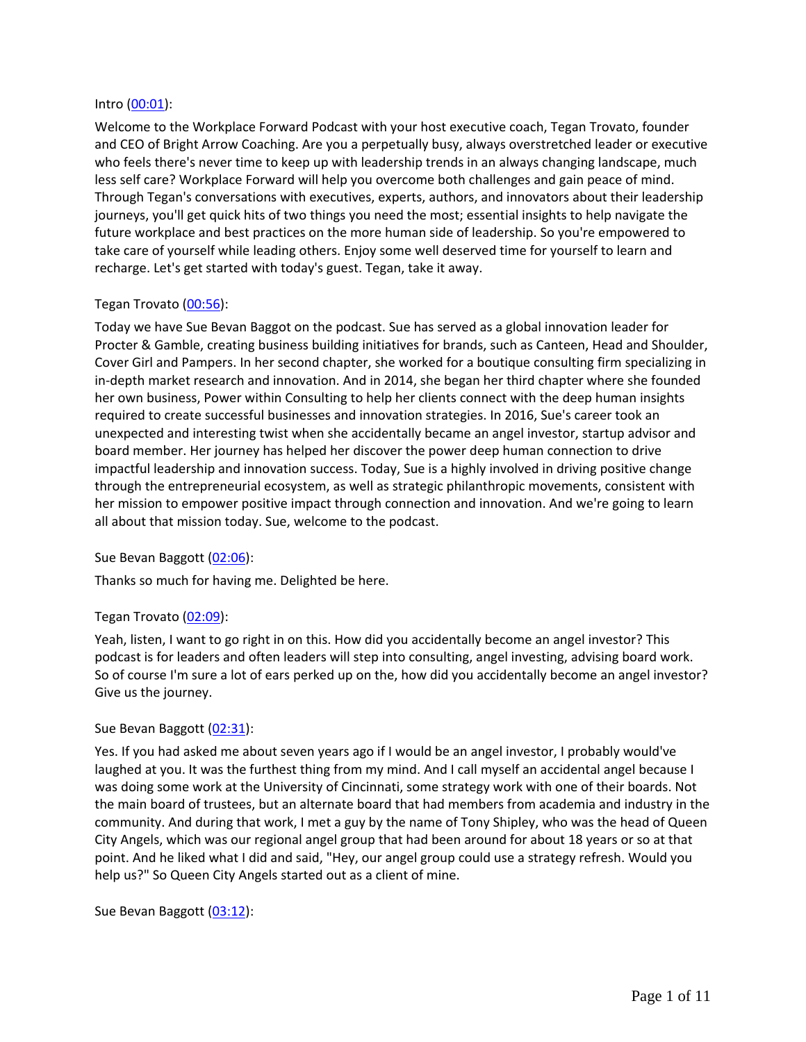Intro ([00:01](#)):

Welcome to the Workplace Forward Podcast with your host executive coach, Tegan Trovato, founder and CEO of Bright Arrow Coaching. Are you a perpetually busy, always overstretched leader or executive who feels there's never time to keep up with leadership trends in an always changing landscape, much less self care? Workplace Forward will help you overcome both challenges and gain peace of mind. Through Tegan's conversations with executives, experts, authors, and innovators about their leadership journeys, you'll get quick hits of two things you need the most; essential insights to help navigate the future workplace and best practices on the more human side of leadership. So you're empowered to take care of yourself while leading others. Enjoy some well deserved time for yourself to learn and recharge. Let's get started with today's guest. Tegan, take it away.

Tegan Trovato ([00:56](#)):

Today we have Sue Bevan Baggot on the podcast. Sue has served as a global innovation leader for Procter & Gamble, creating business building initiatives for brands, such as Canteen, Head and Shoulder, Cover Girl and Pampers. In her second chapter, she worked for a boutique consulting firm specializing in in-depth market research and innovation. And in 2014, she began her third chapter where she founded her own business, Power within Consulting to help her clients connect with the deep human insights required to create successful businesses and innovation strategies. In 2016, Sue's career took an unexpected and interesting twist when she accidentally became an angel investor, startup advisor and board member. Her journey has helped her discover the power deep human connection to drive impactful leadership and innovation success. Today, Sue is a highly involved in driving positive change through the entrepreneurial ecosystem, as well as strategic philanthropic movements, consistent with her mission to empower positive impact through connection and innovation. And we're going to learn all about that mission today. Sue, welcome to the podcast.

Sue Bevan Baggott ([02:06](#)):

Thanks so much for having me. Delighted be here.

Tegan Trovato ([02:09](#)):

Yeah, listen, I want to go right in on this. How did you accidentally become an angel investor? This podcast is for leaders and often leaders will step into consulting, angel investing, advising board work. So of course I'm sure a lot of ears perked up on the, how did you accidentally become an angel investor? Give us the journey.

Sue Bevan Baggott ([02:31](#)):

Yes. If you had asked me about seven years ago if I would be an angel investor, I probably would've laughed at you. It was the furthest thing from my mind. And I call myself an accidental angel because I was doing some work at the University of Cincinnati, some strategy work with one of their boards. Not the main board of trustees, but an alternate board that had members from academia and industry in the community. And during that work, I met a guy by the name of Tony Shipley, who was the head of Queen City Angels, which was our regional angel group that had been around for about 18 years or so at that point. And he liked what I did and said, "Hey, our angel group could use a strategy refresh. Would you help us?" So Queen City Angels started out as a client of mine.

Sue Bevan Baggott ([03:12](#)):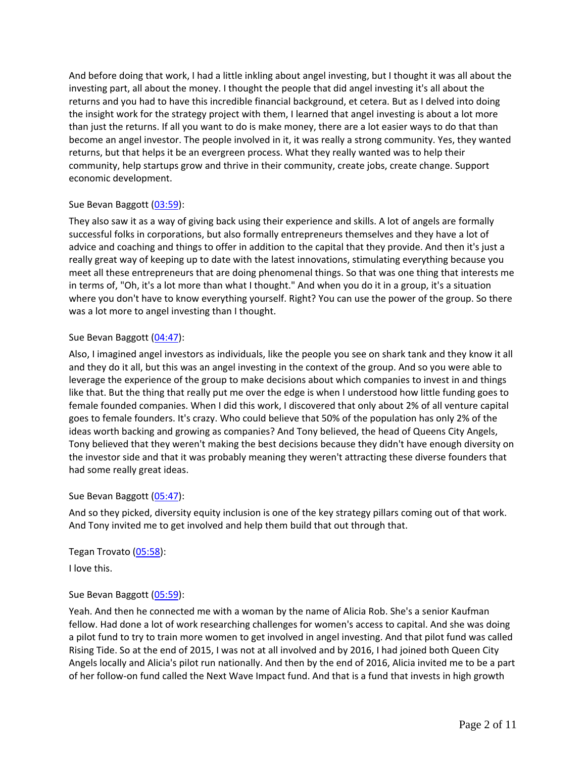And before doing that work, I had a little inkling about angel investing, but I thought it was all about the investing part, all about the money. I thought the people that did angel investing it's all about the returns and you had to have this incredible financial background, et cetera. But as I delved into doing the insight work for the strategy project with them, I learned that angel investing is about a lot more than just the returns. If all you want to do is make money, there are a lot easier ways to do that than become an angel investor. The people involved in it, it was really a strong community. Yes, they wanted returns, but that helps it be an evergreen process. What they really wanted was to help their community, help startups grow and thrive in their community, create jobs, create change. Support economic development.

Sue Bevan Baggott ([03:59]()):

They also saw it as a way of giving back using their experience and skills. A lot of angels are formally successful folks in corporations, but also formally entrepreneurs themselves and they have a lot of advice and coaching and things to offer in addition to the capital that they provide. And then it's just a really great way of keeping up to date with the latest innovations, stimulating everything because you meet all these entrepreneurs that are doing phenomenal things. So that was one thing that interests me in terms of, "Oh, it's a lot more than what I thought." And when you do it in a group, it's a situation where you don't have to know everything yourself. Right? You can use the power of the group. So there was a lot more to angel investing than I thought.

Sue Bevan Baggott ([04:47]()):

Also, I imagined angel investors as individuals, like the people you see on shark tank and they know it all and they do it all, but this was an angel investing in the context of the group. And so you were able to leverage the experience of the group to make decisions about which companies to invest in and things like that. But the thing that really put me over the edge is when I understood how little funding goes to female founded companies. When I did this work, I discovered that only about 2% of all venture capital goes to female founders. It's crazy. Who could believe that 50% of the population has only 2% of the ideas worth backing and growing as companies? And Tony believed, the head of Queens City Angels, Tony believed that they weren't making the best decisions because they didn't have enough diversity on the investor side and that it was probably meaning they weren't attracting these diverse founders that had some really great ideas.

Sue Bevan Baggott ([05:47]()):

And so they picked, diversity equity inclusion is one of the key strategy pillars coming out of that work. And Tony invited me to get involved and help them build that out through that.

Tegan Trovato ([05:58]()):

I love this.

Sue Bevan Baggott ([05:59]()):

Yeah. And then he connected me with a woman by the name of Alicia Rob. She's a senior Kaufman fellow. Had done a lot of work researching challenges for women's access to capital. And she was doing a pilot fund to try to train more women to get involved in angel investing. And that pilot fund was called Rising Tide. So at the end of 2015, I was not at all involved and by 2016, I had joined both Queen City Angels locally and Alicia's pilot run nationally. And then by the end of 2016, Alicia invited me to be a part of her follow-on fund called the Next Wave Impact fund. And that is a fund that invests in high growth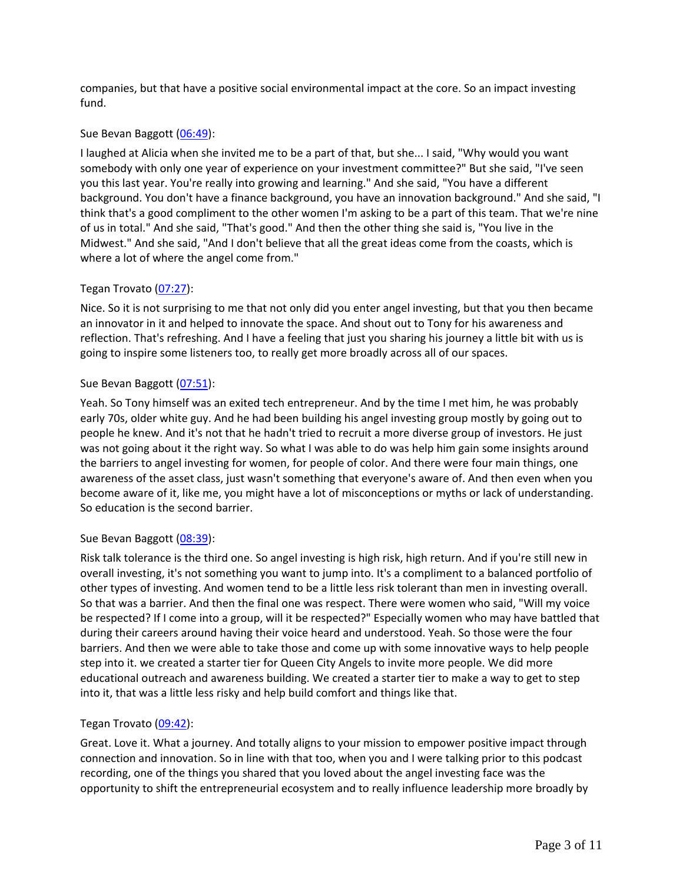companies, but that have a positive social environmental impact at the core. So an impact investing fund.

Sue Bevan Baggott (06:49):

I laughed at Alicia when she invited me to be a part of that, but she... I said, "Why would you want somebody with only one year of experience on your investment committee?" But she said, "I've seen you this last year. You're really into growing and learning." And she said, "You have a different background. You don't have a finance background, you have an innovation background." And she said, "I think that's a good compliment to the other women I'm asking to be a part of this team. That we're nine of us in total." And she said, "That's good." And then the other thing she said is, "You live in the Midwest." And she said, "And I don't believe that all the great ideas come from the coasts, which is where a lot of where the angel come from."

Tegan Trovato (07:27):

Nice. So it is not surprising to me that not only did you enter angel investing, but that you then became an innovator in it and helped to innovate the space. And shout out to Tony for his awareness and reflection. That's refreshing. And I have a feeling that just you sharing his journey a little bit with us is going to inspire some listeners too, to really get more broadly across all of our spaces.

Sue Bevan Baggott (07:51):

Yeah. So Tony himself was an exited tech entrepreneur. And by the time I met him, he was probably early 70s, older white guy. And he had been building his angel investing group mostly by going out to people he knew. And it's not that he hadn't tried to recruit a more diverse group of investors. He just was not going about it the right way. So what I was able to do was help him gain some insights around the barriers to angel investing for women, for people of color. And there were four main things, one awareness of the asset class, just wasn't something that everyone's aware of. And then even when you become aware of it, like me, you might have a lot of misconceptions or myths or lack of understanding. So education is the second barrier.

Sue Bevan Baggott (08:39):

Risk talk tolerance is the third one. So angel investing is high risk, high return. And if you're still new in overall investing, it's not something you want to jump into. It's a compliment to a balanced portfolio of other types of investing. And women tend to be a little less risk tolerant than men in investing overall. So that was a barrier. And then the final one was respect. There were women who said, "Will my voice be respected? If I come into a group, will it be respected?" Especially women who may have battled that during their careers around having their voice heard and understood. Yeah. So those were the four barriers. And then we were able to take those and come up with some innovative ways to help people step into it. we created a starter tier for Queen City Angels to invite more people. We did more educational outreach and awareness building. We created a starter tier to make a way to get to step into it, that was a little less risky and help build comfort and things like that.

Tegan Trovato (09:42):

Great. Love it. What a journey. And totally aligns to your mission to empower positive impact through connection and innovation. So in line with that too, when you and I were talking prior to this podcast recording, one of the things you shared that you loved about the angel investing face was the opportunity to shift the entrepreneurial ecosystem and to really influence leadership more broadly by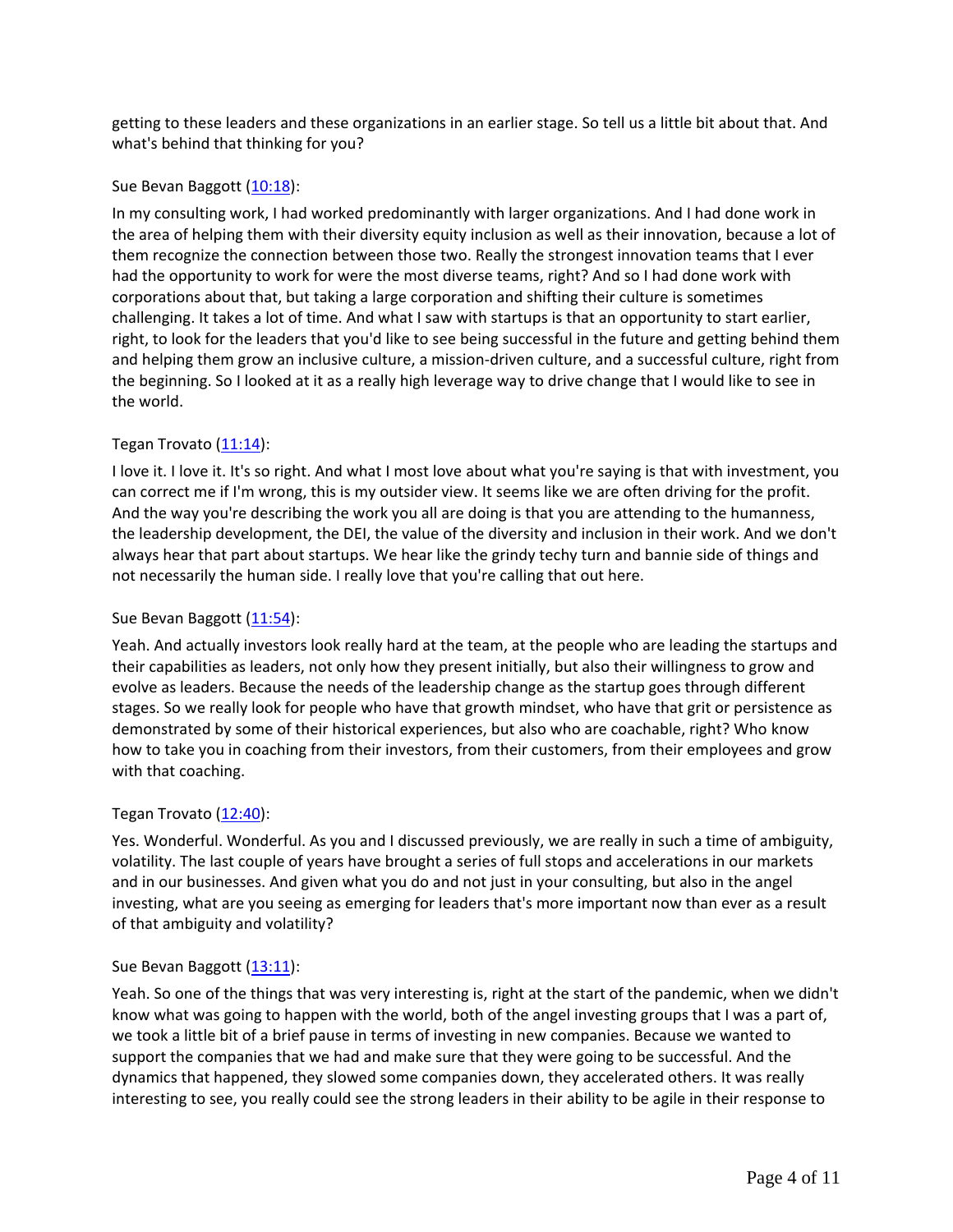getting to these leaders and these organizations in an earlier stage. So tell us a little bit about that. And what's behind that thinking for you?

Sue Bevan Baggott ([10:18](10:18)):

In my consulting work, I had worked predominantly with larger organizations. And I had done work in the area of helping them with their diversity equity inclusion as well as their innovation, because a lot of them recognize the connection between those two. Really the strongest innovation teams that I ever had the opportunity to work for were the most diverse teams, right? And so I had done work with corporations about that, but taking a large corporation and shifting their culture is sometimes challenging. It takes a lot of time. And what I saw with startups is that an opportunity to start earlier, right, to look for the leaders that you'd like to see being successful in the future and getting behind them and helping them grow an inclusive culture, a mission-driven culture, and a successful culture, right from the beginning. So I looked at it as a really high leverage way to drive change that I would like to see in the world.

Tegan Trovato ([11:14](11:14)):

I love it. I love it. It's so right. And what I most love about what you're saying is that with investment, you can correct me if I'm wrong, this is my outsider view. It seems like we are often driving for the profit. And the way you're describing the work you all are doing is that you are attending to the humanness, the leadership development, the DEI, the value of the diversity and inclusion in their work. And we don't always hear that part about startups. We hear like the grindy techy turn and bannie side of things and not necessarily the human side. I really love that you're calling that out here.

Sue Bevan Baggott ([11:54](11:54)):

Yeah. And actually investors look really hard at the team, at the people who are leading the startups and their capabilities as leaders, not only how they present initially, but also their willingness to grow and evolve as leaders. Because the needs of the leadership change as the startup goes through different stages. So we really look for people who have that growth mindset, who have that grit or persistence as demonstrated by some of their historical experiences, but also who are coachable, right? Who know how to take you in coaching from their investors, from their customers, from their employees and grow with that coaching.

Tegan Trovato ([12:40](12:40)):

Yes. Wonderful. Wonderful. As you and I discussed previously, we are really in such a time of ambiguity, volatility. The last couple of years have brought a series of full stops and accelerations in our markets and in our businesses. And given what you do and not just in your consulting, but also in the angel investing, what are you seeing as emerging for leaders that's more important now than ever as a result of that ambiguity and volatility?

Sue Bevan Baggott ([13:11](13:11)):

Yeah. So one of the things that was very interesting is, right at the start of the pandemic, when we didn't know what was going to happen with the world, both of the angel investing groups that I was a part of, we took a little bit of a brief pause in terms of investing in new companies. Because we wanted to support the companies that we had and make sure that they were going to be successful. And the dynamics that happened, they slowed some companies down, they accelerated others. It was really interesting to see, you really could see the strong leaders in their ability to be agile in their response to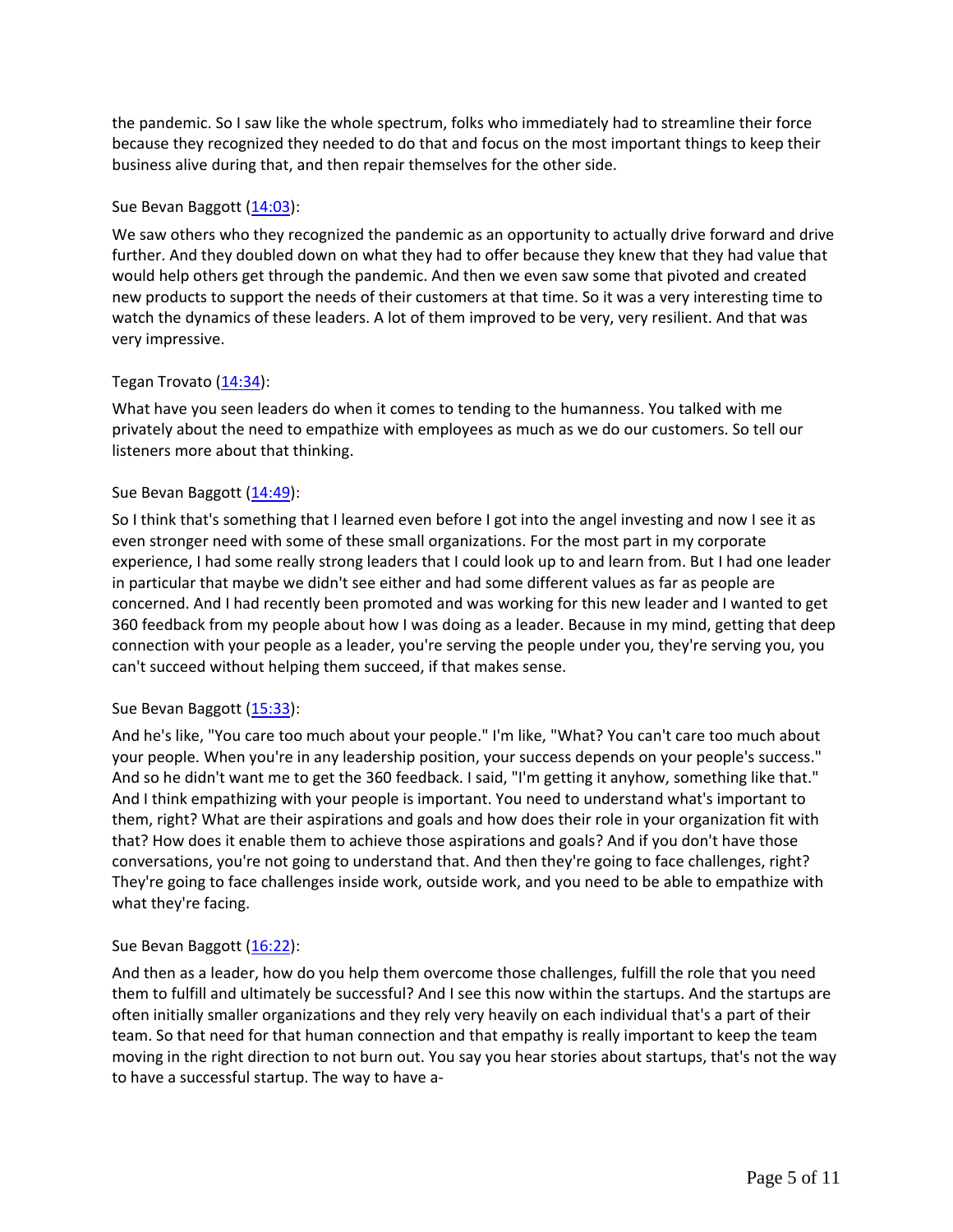the pandemic. So I saw like the whole spectrum, folks who immediately had to streamline their force because they recognized they needed to do that and focus on the most important things to keep their business alive during that, and then repair themselves for the other side.

Sue Bevan Baggott ([14:03](#)):

We saw others who they recognized the pandemic as an opportunity to actually drive forward and drive further. And they doubled down on what they had to offer because they knew that they had value that would help others get through the pandemic. And then we even saw some that pivoted and created new products to support the needs of their customers at that time. So it was a very interesting time to watch the dynamics of these leaders. A lot of them improved to be very, very resilient. And that was very impressive.

Tegan Trovato ([14:34](#)):

What have you seen leaders do when it comes to tending to the humanness. You talked with me privately about the need to empathize with employees as much as we do our customers. So tell our listeners more about that thinking.

Sue Bevan Baggott ([14:49](#)):

So I think that's something that I learned even before I got into the angel investing and now I see it as even stronger need with some of these small organizations. For the most part in my corporate experience, I had some really strong leaders that I could look up to and learn from. But I had one leader in particular that maybe we didn't see either and had some different values as far as people are concerned. And I had recently been promoted and was working for this new leader and I wanted to get 360 feedback from my people about how I was doing as a leader. Because in my mind, getting that deep connection with your people as a leader, you're serving the people under you, they're serving you, you can't succeed without helping them succeed, if that makes sense.

Sue Bevan Baggott ([15:33](#)):

And he's like, "You care too much about your people." I'm like, "What? You can't care too much about your people. When you're in any leadership position, your success depends on your people's success." And so he didn't want me to get the 360 feedback. I said, "I'm getting it anyhow, something like that." And I think empathizing with your people is important. You need to understand what's important to them, right? What are their aspirations and goals and how does their role in your organization fit with that? How does it enable them to achieve those aspirations and goals? And if you don't have those conversations, you're not going to understand that. And then they're going to face challenges, right? They're going to face challenges inside work, outside work, and you need to be able to empathize with what they're facing.

Sue Bevan Baggott ([16:22](#)):

And then as a leader, how do you help them overcome those challenges, fulfill the role that you need them to fulfill and ultimately be successful? And I see this now within the startups. And the startups are often initially smaller organizations and they rely very heavily on each individual that's a part of their team. So that need for that human connection and that empathy is really important to keep the team moving in the right direction to not burn out. You say you hear stories about startups, that's not the way to have a successful startup. The way to have a-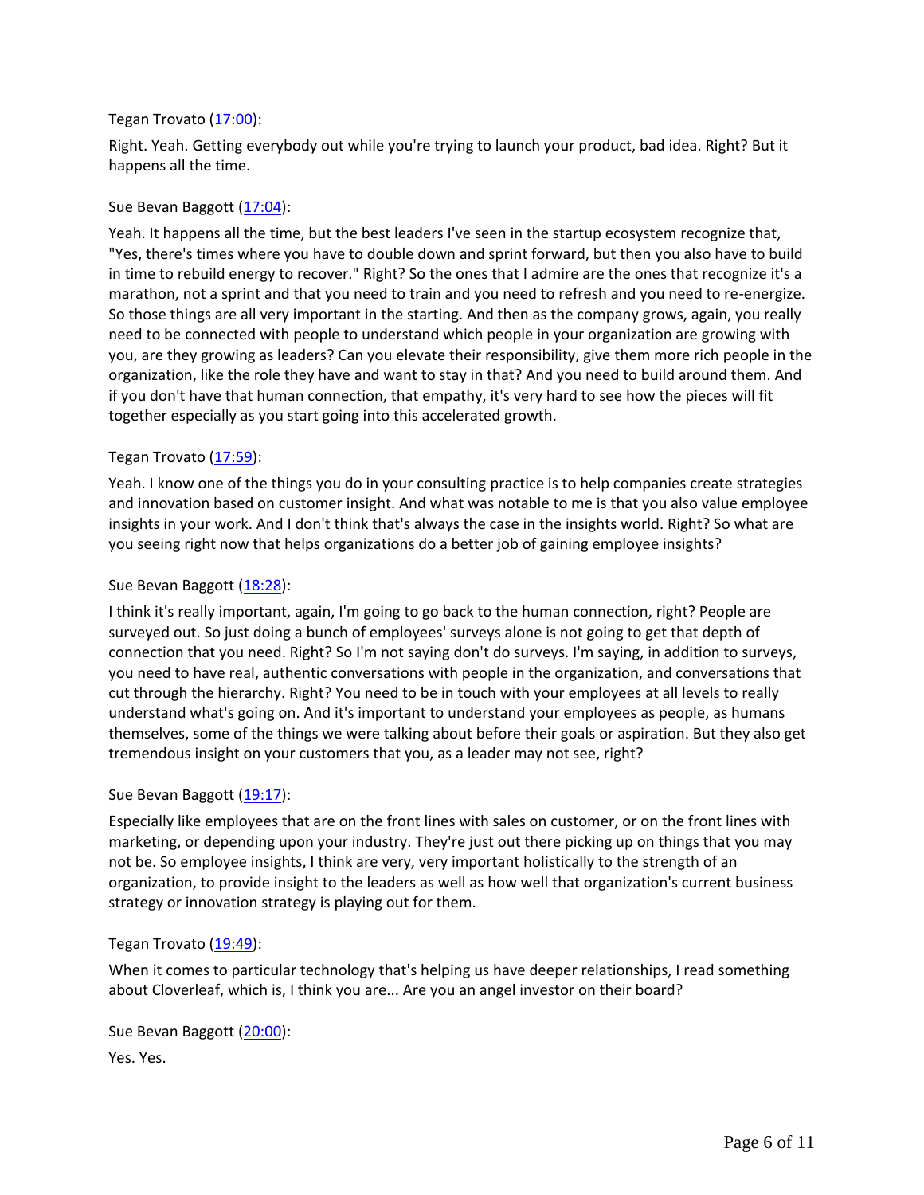Tegan Trovato ([17:00]):

Right. Yeah. Getting everybody out while you're trying to launch your product, bad idea. Right? But it happens all the time.

Sue Bevan Baggott ([17:04]):

Yeah. It happens all the time, but the best leaders I've seen in the startup ecosystem recognize that, "Yes, there's times where you have to double down and sprint forward, but then you also have to build in time to rebuild energy to recover." Right? So the ones that I admire are the ones that recognize it's a marathon, not a sprint and that you need to train and you need to refresh and you need to re-energize. So those things are all very important in the starting. And then as the company grows, again, you really need to be connected with people to understand which people in your organization are growing with you, are they growing as leaders? Can you elevate their responsibility, give them more rich people in the organization, like the role they have and want to stay in that? And you need to build around them. And if you don't have that human connection, that empathy, it's very hard to see how the pieces will fit together especially as you start going into this accelerated growth.

Tegan Trovato ([17:59]):

Yeah. I know one of the things you do in your consulting practice is to help companies create strategies and innovation based on customer insight. And what was notable to me is that you also value employee insights in your work. And I don't think that's always the case in the insights world. Right? So what are you seeing right now that helps organizations do a better job of gaining employee insights?

Sue Bevan Baggott ([18:28]):

I think it's really important, again, I'm going to go back to the human connection, right? People are surveyed out. So just doing a bunch of employees' surveys alone is not going to get that depth of connection that you need. Right? So I'm not saying don't do surveys. I'm saying, in addition to surveys, you need to have real, authentic conversations with people in the organization, and conversations that cut through the hierarchy. Right? You need to be in touch with your employees at all levels to really understand what's going on. And it's important to understand your employees as people, as humans themselves, some of the things we were talking about before their goals or aspiration. But they also get tremendous insight on your customers that you, as a leader may not see, right?

Sue Bevan Baggott ([19:17]):

Especially like employees that are on the front lines with sales on customer, or on the front lines with marketing, or depending upon your industry. They're just out there picking up on things that you may not be. So employee insights, I think are very, very important holistically to the strength of an organization, to provide insight to the leaders as well as how well that organization's current business strategy or innovation strategy is playing out for them.

Tegan Trovato ([19:49]):

When it comes to particular technology that's helping us have deeper relationships, I read something about Cloverleaf, which is, I think you are... Are you an angel investor on their board?

Sue Bevan Baggott ([20:00]):

Yes. Yes.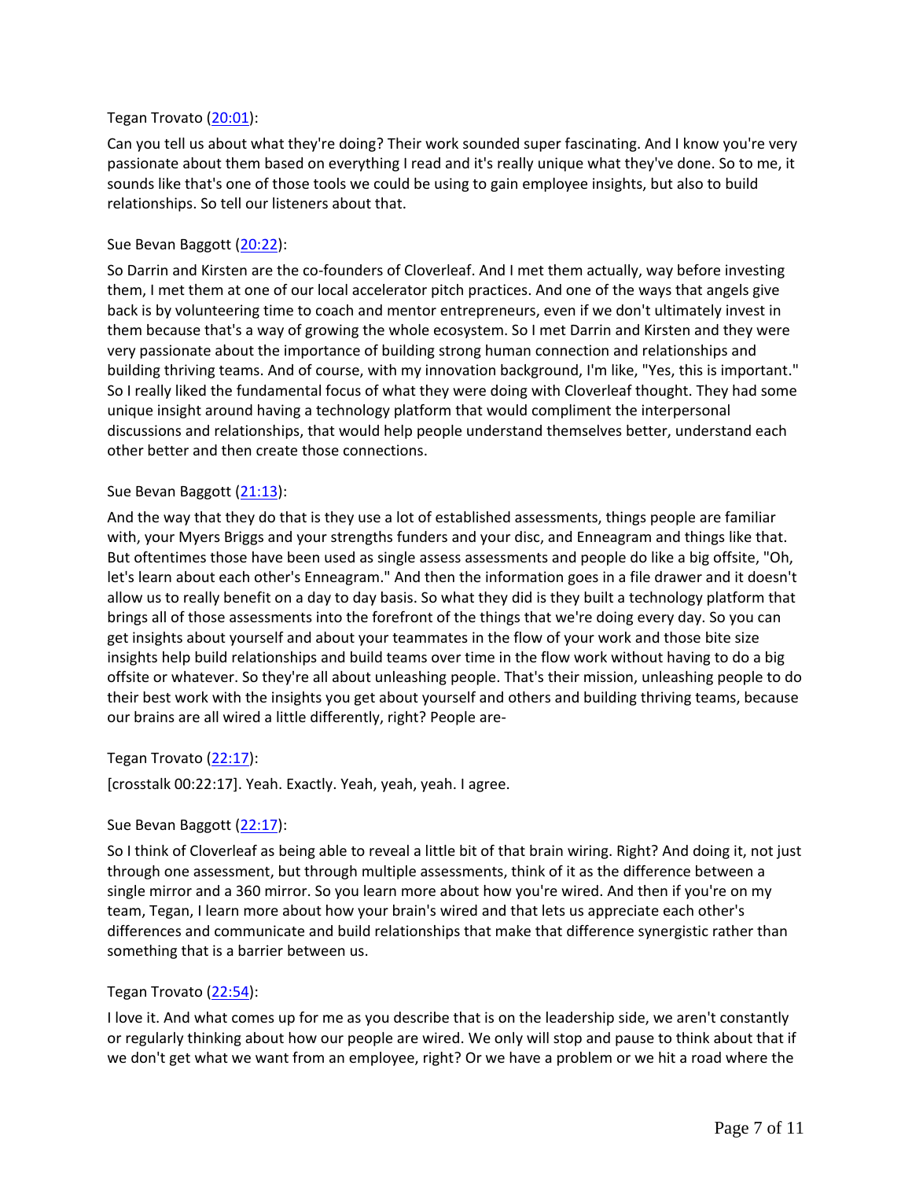Tegan Trovato ([20:01](#)):

Can you tell us about what they're doing? Their work sounded super fascinating. And I know you're very passionate about them based on everything I read and it's really unique what they've done. So to me, it sounds like that's one of those tools we could be using to gain employee insights, but also to build relationships. So tell our listeners about that.

Sue Bevan Baggott ([20:22](#)):

So Darrin and Kirsten are the co-founders of Cloverleaf. And I met them actually, way before investing them, I met them at one of our local accelerator pitch practices. And one of the ways that angels give back is by volunteering time to coach and mentor entrepreneurs, even if we don't ultimately invest in them because that's a way of growing the whole ecosystem. So I met Darrin and Kirsten and they were very passionate about the importance of building strong human connection and relationships and building thriving teams. And of course, with my innovation background, I'm like, "Yes, this is important." So I really liked the fundamental focus of what they were doing with Cloverleaf thought. They had some unique insight around having a technology platform that would compliment the interpersonal discussions and relationships, that would help people understand themselves better, understand each other better and then create those connections.

Sue Bevan Baggott ([21:13](#)):

And the way that they do that is they use a lot of established assessments, things people are familiar with, your Myers Briggs and your strengths funders and your disc, and Enneagram and things like that. But oftentimes those have been used as single assess assessments and people do like a big offsite, "Oh, let's learn about each other's Enneagram." And then the information goes in a file drawer and it doesn't allow us to really benefit on a day to day basis. So what they did is they built a technology platform that brings all of those assessments into the forefront of the things that we're doing every day. So you can get insights about yourself and about your teammates in the flow of your work and those bite size insights help build relationships and build teams over time in the flow work without having to do a big offsite or whatever. So they're all about unleashing people. That's their mission, unleashing people to do their best work with the insights you get about yourself and others and building thriving teams, because our brains are all wired a little differently, right? People are-

Tegan Trovato ([22:17](#)):

[crosstalk 00:22:17]. Yeah. Exactly. Yeah, yeah, yeah. I agree.

Sue Bevan Baggott ([22:17](#)):

So I think of Cloverleaf as being able to reveal a little bit of that brain wiring. Right? And doing it, not just through one assessment, but through multiple assessments, think of it as the difference between a single mirror and a 360 mirror. So you learn more about how you're wired. And then if you're on my team, Tegan, I learn more about how your brain's wired and that lets us appreciate each other's differences and communicate and build relationships that make that difference synergistic rather than something that is a barrier between us.

Tegan Trovato ([22:54](#)):

I love it. And what comes up for me as you describe that is on the leadership side, we aren't constantly or regularly thinking about how our people are wired. We only will stop and pause to think about that if we don't get what we want from an employee, right? Or we have a problem or we hit a road where the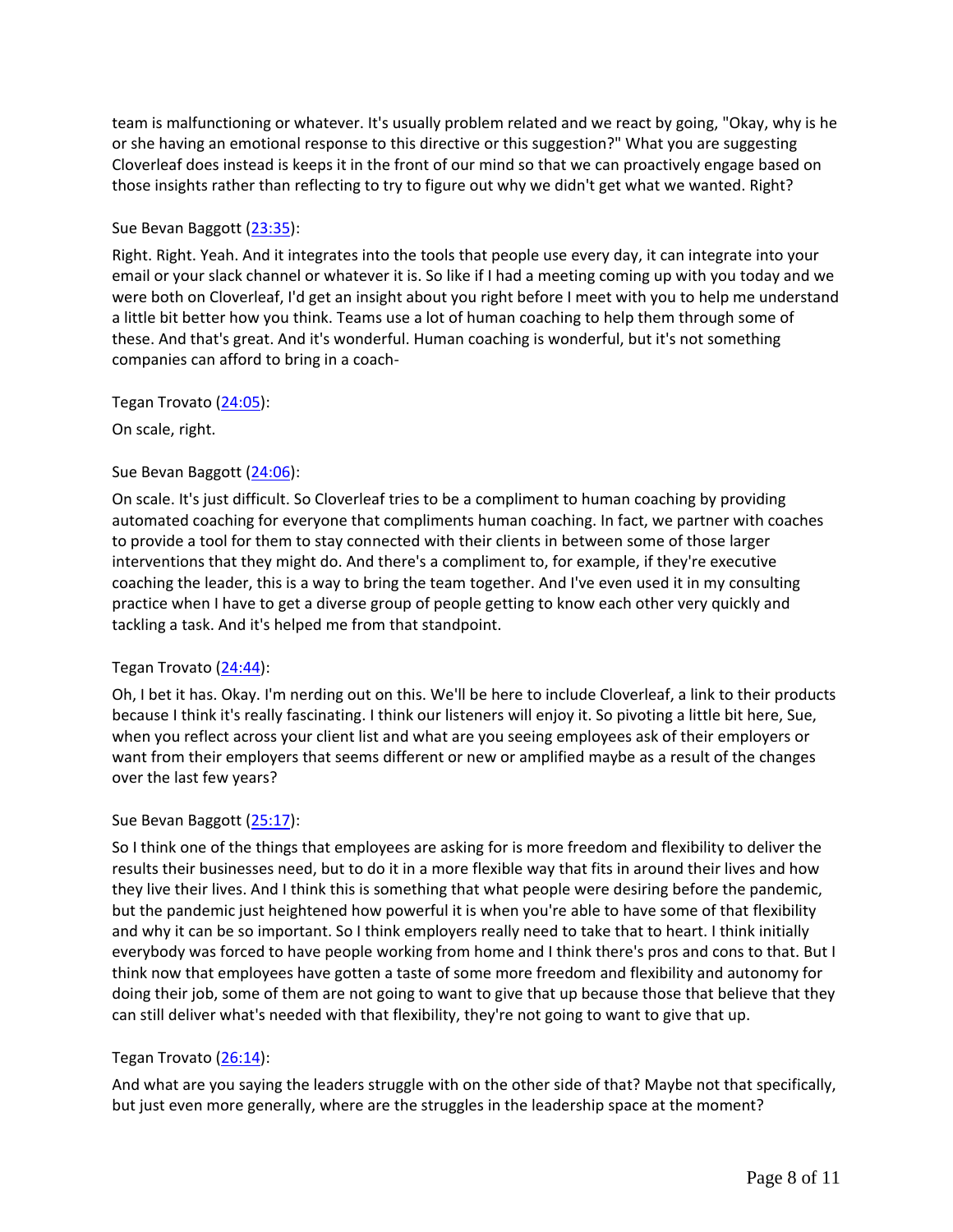team is malfunctioning or whatever. It's usually problem related and we react by going, "Okay, why is he or she having an emotional response to this directive or this suggestion?" What you are suggesting Cloverleaf does instead is keeps it in the front of our mind so that we can proactively engage based on those insights rather than reflecting to try to figure out why we didn't get what we wanted. Right?

Sue Bevan Baggott (23:35):

Right. Right. Yeah. And it integrates into the tools that people use every day, it can integrate into your email or your slack channel or whatever it is. So like if I had a meeting coming up with you today and we were both on Cloverleaf, I'd get an insight about you right before I meet with you to help me understand a little bit better how you think. Teams use a lot of human coaching to help them through some of these. And that's great. And it's wonderful. Human coaching is wonderful, but it's not something companies can afford to bring in a coach-

Tegan Trovato (24:05):

On scale, right.

Sue Bevan Baggott (24:06):

On scale. It's just difficult. So Cloverleaf tries to be a compliment to human coaching by providing automated coaching for everyone that compliments human coaching. In fact, we partner with coaches to provide a tool for them to stay connected with their clients in between some of those larger interventions that they might do. And there's a compliment to, for example, if they're executive coaching the leader, this is a way to bring the team together. And I've even used it in my consulting practice when I have to get a diverse group of people getting to know each other very quickly and tackling a task. And it's helped me from that standpoint.

Tegan Trovato (24:44):

Oh, I bet it has. Okay. I'm nerding out on this. We'll be here to include Cloverleaf, a link to their products because I think it's really fascinating. I think our listeners will enjoy it. So pivoting a little bit here, Sue, when you reflect across your client list and what are you seeing employees ask of their employers or want from their employers that seems different or new or amplified maybe as a result of the changes over the last few years?

Sue Bevan Baggott (25:17):

So I think one of the things that employees are asking for is more freedom and flexibility to deliver the results their businesses need, but to do it in a more flexible way that fits in around their lives and how they live their lives. And I think this is something that what people were desiring before the pandemic, but the pandemic just heightened how powerful it is when you're able to have some of that flexibility and why it can be so important. So I think employers really need to take that to heart. I think initially everybody was forced to have people working from home and I think there's pros and cons to that. But I think now that employees have gotten a taste of some more freedom and flexibility and autonomy for doing their job, some of them are not going to want to give that up because those that believe that they can still deliver what's needed with that flexibility, they're not going to want to give that up.

Tegan Trovato (26:14):

And what are you saying the leaders struggle with on the other side of that? Maybe not that specifically, but just even more generally, where are the struggles in the leadership space at the moment?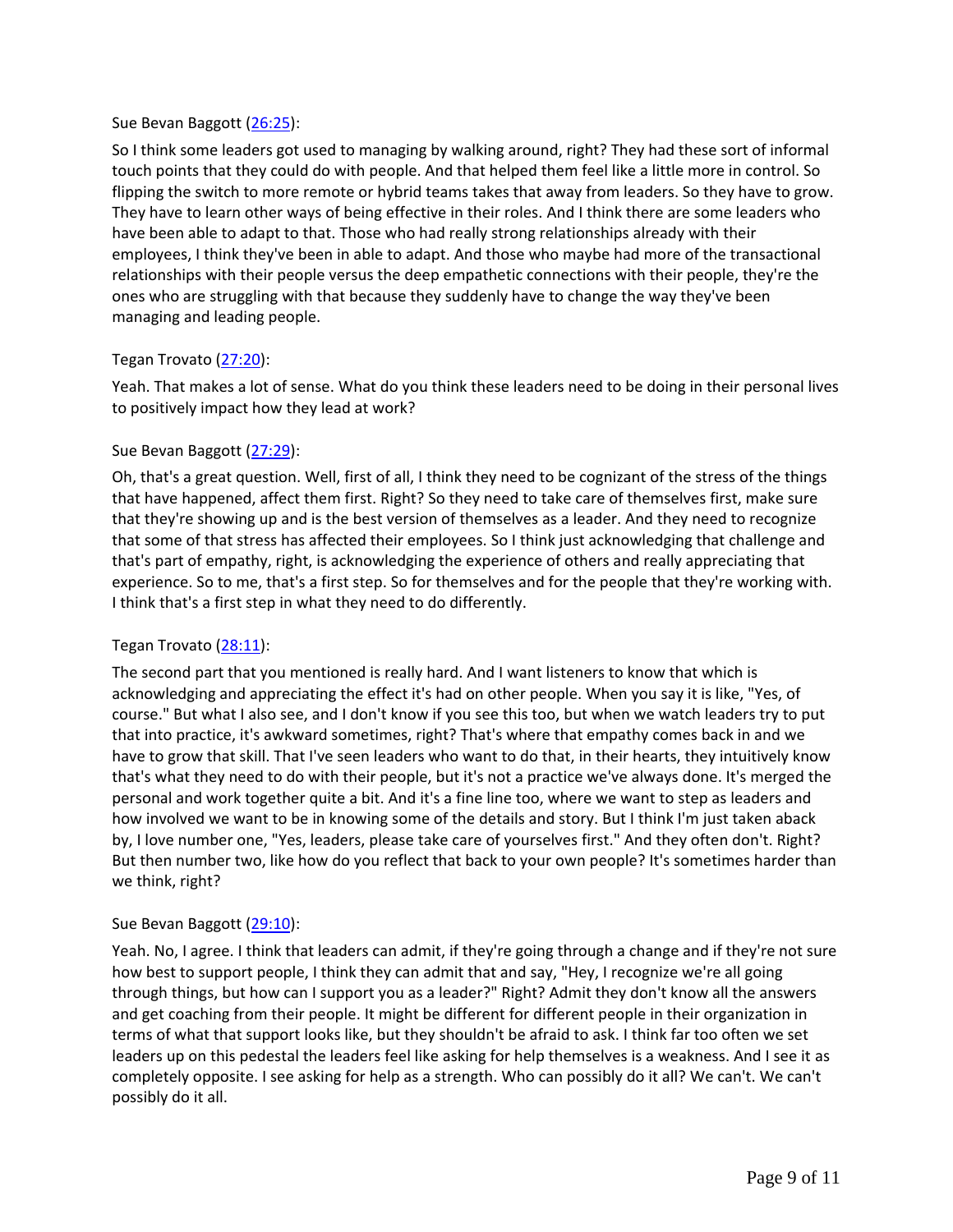Sue Bevan Baggott ([26:25](#)):

So I think some leaders got used to managing by walking around, right? They had these sort of informal touch points that they could do with people. And that helped them feel like a little more in control. So flipping the switch to more remote or hybrid teams takes that away from leaders. So they have to grow. They have to learn other ways of being effective in their roles. And I think there are some leaders who have been able to adapt to that. Those who had really strong relationships already with their employees, I think they've been in able to adapt. And those who maybe had more of the transactional relationships with their people versus the deep empathetic connections with their people, they're the ones who are struggling with that because they suddenly have to change the way they've been managing and leading people.

Tegan Trovato ([27:20](#)):

Yeah. That makes a lot of sense. What do you think these leaders need to be doing in their personal lives to positively impact how they lead at work?

Sue Bevan Baggott ([27:29](#)):

Oh, that's a great question. Well, first of all, I think they need to be cognizant of the stress of the things that have happened, affect them first. Right? So they need to take care of themselves first, make sure that they're showing up and is the best version of themselves as a leader. And they need to recognize that some of that stress has affected their employees. So I think just acknowledging that challenge and that's part of empathy, right, is acknowledging the experience of others and really appreciating that experience. So to me, that's a first step. So for themselves and for the people that they're working with. I think that's a first step in what they need to do differently.

Tegan Trovato ([28:11](#)):

The second part that you mentioned is really hard. And I want listeners to know that which is acknowledging and appreciating the effect it's had on other people. When you say it is like, "Yes, of course." But what I also see, and I don't know if you see this too, but when we watch leaders try to put that into practice, it's awkward sometimes, right? That's where that empathy comes back in and we have to grow that skill. That I've seen leaders who want to do that, in their hearts, they intuitively know that's what they need to do with their people, but it's not a practice we've always done. It's merged the personal and work together quite a bit. And it's a fine line too, where we want to step as leaders and how involved we want to be in knowing some of the details and story. But I think I'm just taken aback by, I love number one, "Yes, leaders, please take care of yourselves first." And they often don't. Right? But then number two, like how do you reflect that back to your own people? It's sometimes harder than we think, right?

Sue Bevan Baggott ([29:10](#)):

Yeah. No, I agree. I think that leaders can admit, if they're going through a change and if they're not sure how best to support people, I think they can admit that and say, "Hey, I recognize we're all going through things, but how can I support you as a leader?" Right? Admit they don't know all the answers and get coaching from their people. It might be different for different people in their organization in terms of what that support looks like, but they shouldn't be afraid to ask. I think far too often we set leaders up on this pedestal the leaders feel like asking for help themselves is a weakness. And I see it as completely opposite. I see asking for help as a strength. Who can possibly do it all? We can't. We can't possibly do it all.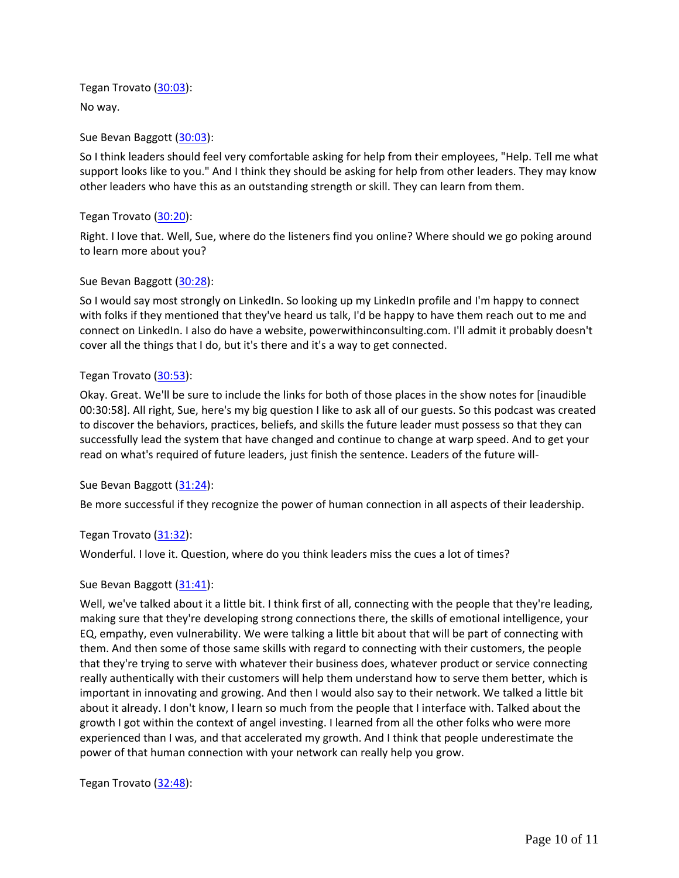Tegan Trovato (30:03):

No way.

Sue Bevan Baggott (30:03):

So I think leaders should feel very comfortable asking for help from their employees, "Help. Tell me what support looks like to you." And I think they should be asking for help from other leaders. They may know other leaders who have this as an outstanding strength or skill. They can learn from them.

Tegan Trovato (30:20):

Right. I love that. Well, Sue, where do the listeners find you online? Where should we go poking around to learn more about you?

Sue Bevan Baggott (30:28):

So I would say most strongly on LinkedIn. So looking up my LinkedIn profile and I'm happy to connect with folks if they mentioned that they've heard us talk, I'd be happy to have them reach out to me and connect on LinkedIn. I also do have a website, powerwithinconsulting.com. I'll admit it probably doesn't cover all the things that I do, but it's there and it's a way to get connected.

Tegan Trovato (30:53):

Okay. Great. We'll be sure to include the links for both of those places in the show notes for [inaudible 00:30:58]. All right, Sue, here's my big question I like to ask all of our guests. So this podcast was created to discover the behaviors, practices, beliefs, and skills the future leader must possess so that they can successfully lead the system that have changed and continue to change at warp speed. And to get your read on what's required of future leaders, just finish the sentence. Leaders of the future will-

Sue Bevan Baggott (31:24):

Be more successful if they recognize the power of human connection in all aspects of their leadership.

Tegan Trovato (31:32):

Wonderful. I love it. Question, where do you think leaders miss the cues a lot of times?

Sue Bevan Baggott (31:41):

Well, we've talked about it a little bit. I think first of all, connecting with the people that they're leading, making sure that they're developing strong connections there, the skills of emotional intelligence, your EQ, empathy, even vulnerability. We were talking a little bit about that will be part of connecting with them. And then some of those same skills with regard to connecting with their customers, the people that they're trying to serve with whatever their business does, whatever product or service connecting really authentically with their customers will help them understand how to serve them better, which is important in innovating and growing. And then I would also say to their network. We talked a little bit about it already. I don't know, I learn so much from the people that I interface with. Talked about the growth I got within the context of angel investing. I learned from all the other folks who were more experienced than I was, and that accelerated my growth. And I think that people underestimate the power of that human connection with your network can really help you grow.

Tegan Trovato (32:48):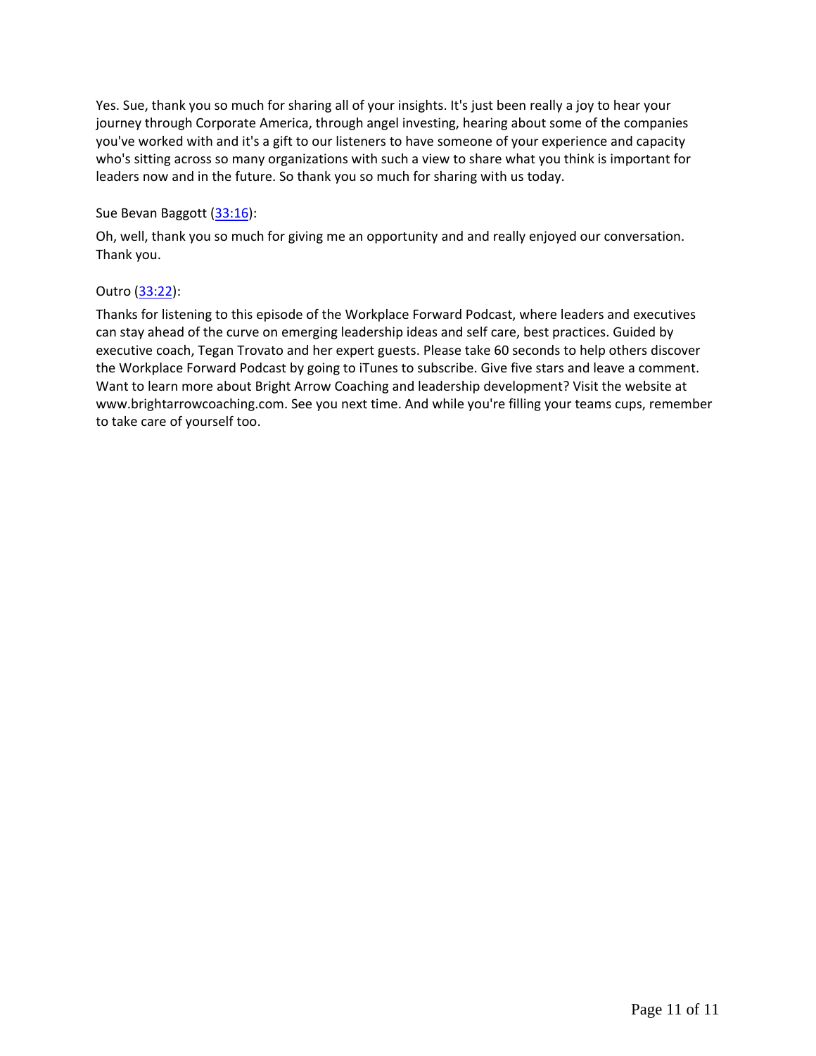Yes. Sue, thank you so much for sharing all of your insights. It's just been really a joy to hear your journey through Corporate America, through angel investing, hearing about some of the companies you've worked with and it's a gift to our listeners to have someone of your experience and capacity who's sitting across so many organizations with such a view to share what you think is important for leaders now and in the future. So thank you so much for sharing with us today.

Sue Bevan Baggott ([33:16]):

Oh, well, thank you so much for giving me an opportunity and and really enjoyed our conversation. Thank you.

Outro ([33:22]):

Thanks for listening to this episode of the Workplace Forward Podcast, where leaders and executives can stay ahead of the curve on emerging leadership ideas and self care, best practices. Guided by executive coach, Tegan Trovato and her expert guests. Please take 60 seconds to help others discover the Workplace Forward Podcast by going to iTunes to subscribe. Give five stars and leave a comment. Want to learn more about Bright Arrow Coaching and leadership development? Visit the website at www.brightarrowcoaching.com. See you next time. And while you're filling your teams cups, remember to take care of yourself too.